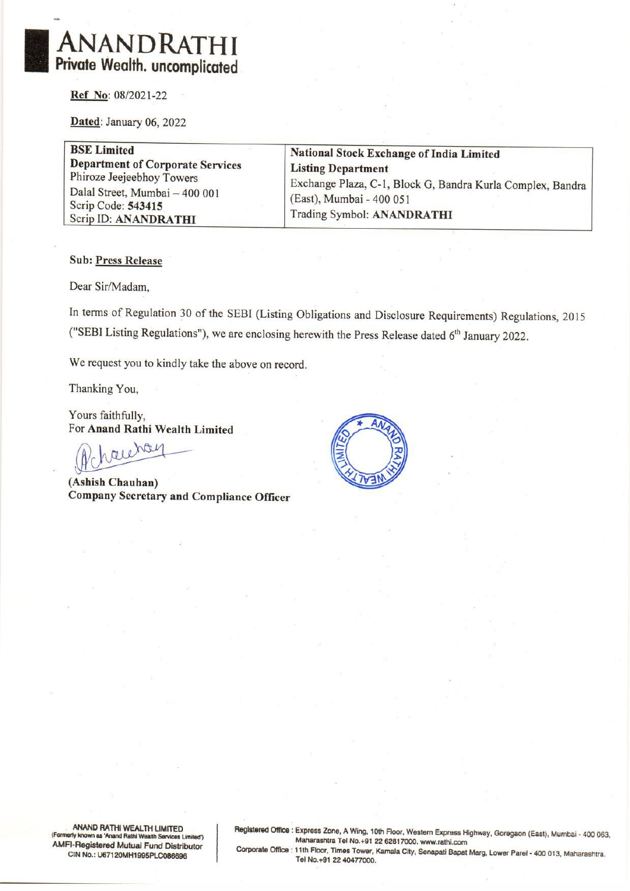# ANANDRATHI
**Private Wealth. uncomplicated**

**Ref No**: 08/2021-22

**Dated**: January 06, 2022

| **BSE Limited**<br>**Department of Corporate Services**<br>Phiroze Jeejeebhoy Towers<br>Dalal Street, Mumbai – 400 001<br>Scrip Code: **543415**<br>Scrip ID: **ANANDRATHI** | **National Stock Exchange of India Limited**<br>**Listing Department**<br>Exchange Plaza, C-1, Block G, Bandra Kurla Complex, Bandra (East), Mumbai - 400 051<br>Trading Symbol: **ANANDRATHI** |
|---|---|

**Sub: Press Release**

Dear Sir/Madam,

In terms of Regulation 30 of the SEBI (Listing Obligations and Disclosure Requirements) Regulations, 2015 ("SEBI Listing Regulations"), we are enclosing herewith the Press Release dated 6th January 2022.

We request you to kindly take the above on record.

Thanking You,

Yours faithfully,
For **Anand Rathi Wealth Limited**

**(Ashish Chauhan)**
**Company Secretary and Compliance Officer**

ANAND RATHI WEALTH LIMITED
(Formerly known as 'Anand Rathi Wealth Services Limited')
AMFI-Registered Mutual Fund Distributor
CIN No.: U67120MH1995PLC086696

Registered Office : Express Zone, A Wing, 10th Floor, Western Express Highway, Goregaon (East), Mumbai - 400 063, Maharashtra Tel No.+91 22 62817000. www.rathi.com
Corporate Office : 11th Floor, Times Tower, Kamala City, Senapati Bapat Marg, Lower Parel - 400 013, Maharashtra. Tel No.+91 22 40477000.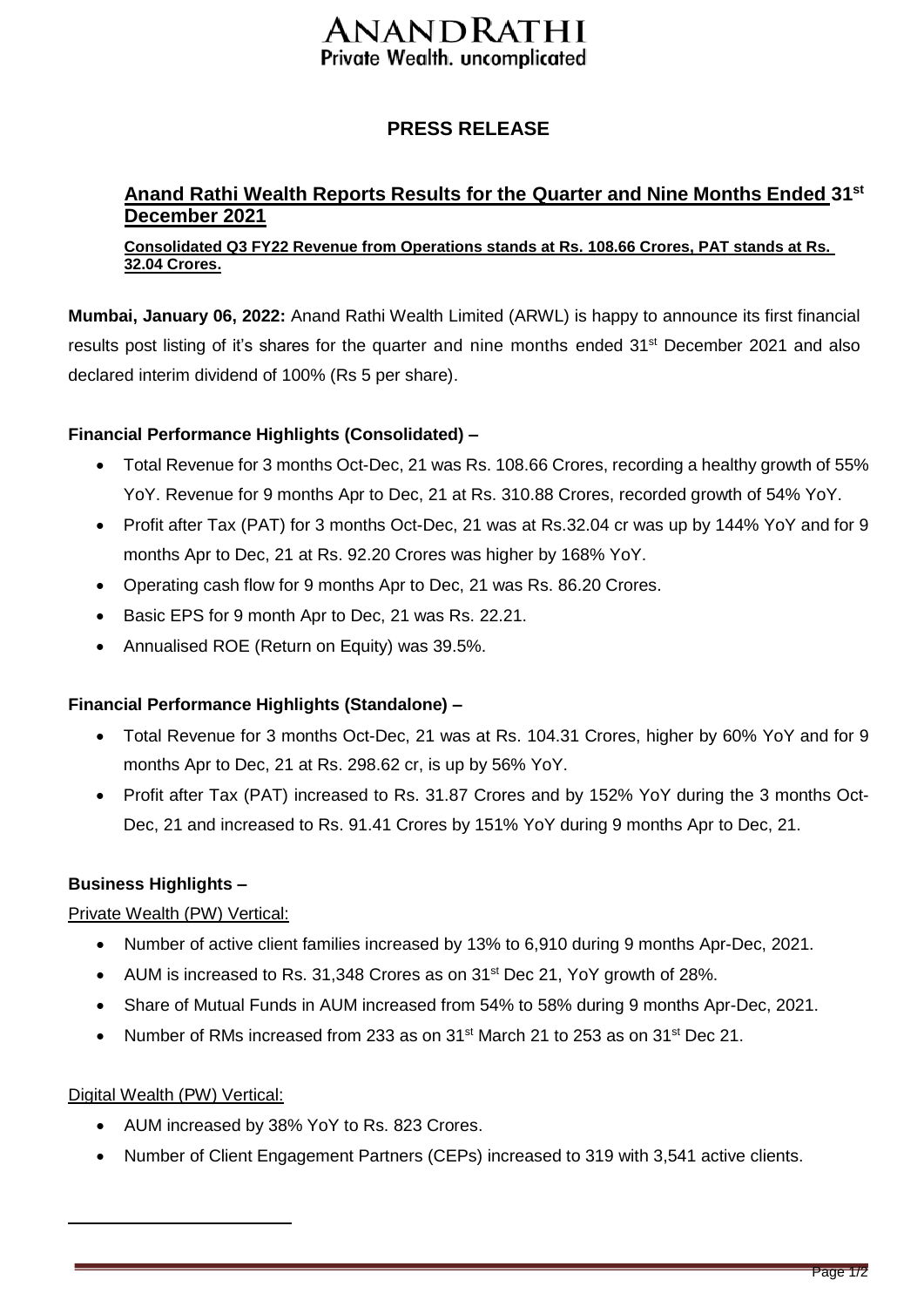# ANANDRATHI

Private Wealth. uncomplicated

## PRESS RELEASE

### Anand Rathi Wealth Reports Results for the Quarter and Nine Months Ended 31st December 2021

**Consolidated Q3 FY22 Revenue from Operations stands at Rs. 108.66 Crores, PAT stands at Rs. 32.04 Crores.**

**Mumbai, January 06, 2022:** Anand Rathi Wealth Limited (ARWL) is happy to announce its first financial results post listing of it's shares for the quarter and nine months ended 31st December 2021 and also declared interim dividend of 100% (Rs 5 per share).

**Financial Performance Highlights (Consolidated) –**

- Total Revenue for 3 months Oct-Dec, 21 was Rs. 108.66 Crores, recording a healthy growth of 55% YoY. Revenue for 9 months Apr to Dec, 21 at Rs. 310.88 Crores, recorded growth of 54% YoY.
- Profit after Tax (PAT) for 3 months Oct-Dec, 21 was at Rs.32.04 cr was up by 144% YoY and for 9 months Apr to Dec, 21 at Rs. 92.20 Crores was higher by 168% YoY.
- Operating cash flow for 9 months Apr to Dec, 21 was Rs. 86.20 Crores.
- Basic EPS for 9 month Apr to Dec, 21 was Rs. 22.21.
- Annualised ROE (Return on Equity) was 39.5%.

**Financial Performance Highlights (Standalone) –**

- Total Revenue for 3 months Oct-Dec, 21 was at Rs. 104.31 Crores, higher by 60% YoY and for 9 months Apr to Dec, 21 at Rs. 298.62 cr, is up by 56% YoY.
- Profit after Tax (PAT) increased to Rs. 31.87 Crores and by 152% YoY during the 3 months Oct-Dec, 21 and increased to Rs. 91.41 Crores by 151% YoY during 9 months Apr to Dec, 21.

**Business Highlights –**

Private Wealth (PW) Vertical:

- Number of active client families increased by 13% to 6,910 during 9 months Apr-Dec, 2021.
- AUM is increased to Rs. 31,348 Crores as on 31st Dec 21, YoY growth of 28%.
- Share of Mutual Funds in AUM increased from 54% to 58% during 9 months Apr-Dec, 2021.
- Number of RMs increased from 233 as on 31st March 21 to 253 as on 31st Dec 21.

Digital Wealth (PW) Vertical:

- AUM increased by 38% YoY to Rs. 823 Crores.
- Number of Client Engagement Partners (CEPs) increased to 319 with 3,541 active clients.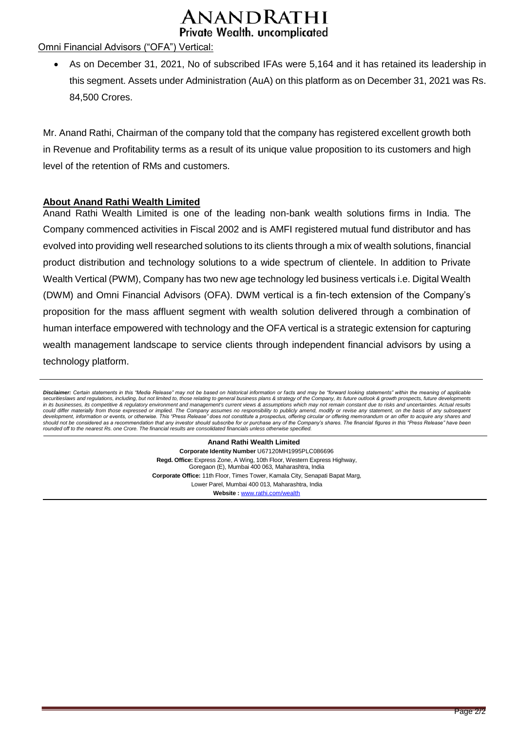Omni Financial Advisors ("OFA") Vertical:

- As on December 31, 2021, No of subscribed IFAs were 5,164 and it has retained its leadership in this segment. Assets under Administration (AuA) on this platform as on December 31, 2021 was Rs. 84,500 Crores.

Mr. Anand Rathi, Chairman of the company told that the company has registered excellent growth both in Revenue and Profitability terms as a result of its unique value proposition to its customers and high level of the retention of RMs and customers.

## About Anand Rathi Wealth Limited

Anand Rathi Wealth Limited is one of the leading non-bank wealth solutions firms in India. The Company commenced activities in Fiscal 2002 and is AMFI registered mutual fund distributor and has evolved into providing well researched solutions to its clients through a mix of wealth solutions, financial product distribution and technology solutions to a wide spectrum of clientele. In addition to Private Wealth Vertical (PWM), Company has two new age technology led business verticals i.e. Digital Wealth (DWM) and Omni Financial Advisors (OFA). DWM vertical is a fin-tech extension of the Company's proposition for the mass affluent segment with wealth solution delivered through a combination of human interface empowered with technology and the OFA vertical is a strategic extension for capturing wealth management landscape to service clients through independent financial advisors by using a technology platform.

***Disclaimer:*** *Certain statements in this "Media Release" may not be based on historical information or facts and may be "forward looking statements" within the meaning of applicable securitieslaws and regulations, including, but not limited to, those relating to general business plans & strategy of the Company, its future outlook & growth prospects, future developments in its businesses, its competitive & regulatory environment and management's current views & assumptions which may not remain constant due to risks and uncertainties. Actual results could differ materially from those expressed or implied. The Company assumes no responsibility to publicly amend, modify or revise any statement, on the basis of any subsequent development, information or events, or otherwise. This "Press Release" does not constitute a prospectus, offering circular or offering memorandum or an offer to acquire any shares and should not be considered as a recommendation that any investor should subscribe for or purchase any of the Company's shares. The financial figures in this "Press Release" have been rounded off to the nearest Rs. one Crore. The financial results are consolidated financials unless otherwise specified.*

**Anand Rathi Wealth Limited**

**Corporate Identity Number** U67120MH1995PLC086696

**Regd. Office:** Express Zone, A Wing, 10th Floor, Western Express Highway, Goregaon (E), Mumbai 400 063, Maharashtra, India

**Corporate Office:** 11th Floor, Times Tower, Kamala City, Senapati Bapat Marg, Lower Parel, Mumbai 400 013, Maharashtra, India

**Website :** www.rathi.com/wealth